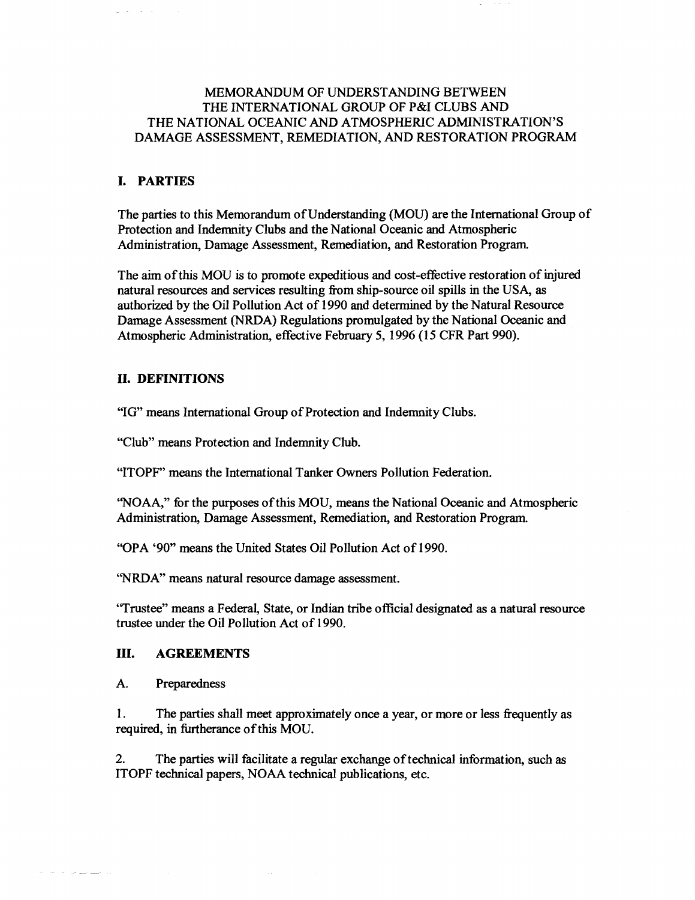# MEMORANDUM OF UNDERSTANDING BETWEEN THE INTERNATIONAL GROUP OF P&I CLUBS AND THE NATIONAL OCEANIC AND ATMOSPHERIC ADMINISTRATION'S DAMAGE ASSESSMENT, REMEDIATION, AND RESTORATION PROGRAM

## I. PARTIES

The parties to this Memorandum of Understanding (MOU) are the International Group of Protection and Indemnity Clubs and the National Oceanic and Atmospheric Administration, Damage Assessment, Remediation, and Restoration Program.

The aim of this MOU is to promote expeditious and cost-effective restoration of injured natural resources and services resulting from ship-source oil spills in the USA, as authorized by the Oil Pollution Act of 1990 and determined by the Natural Resource Damage Assessment (NRDA) Regulations promulgated by the National Oceanic and Atmospheric Administration, effective February 5, 1996 (15 CFR Part 990).

## II. DEFINITIONS

"IG" means International Group of Protection and Indemnity Clubs.

"Club" means Protection and Indemnity Club.

"ITOPF" means the International Tanker Owners Pollution Federation.

"NOAA," for the purposes of this MOU, means the National Oceanic and Atmospheric Administration, Damage Assessment, Remediation, and Restoration Program.

"OPA '90" means the United States Oil Pollution Act of 1990.

"NRDA" means natural resource damage assessment.

"Trustee" means a Federal, State, or Indian tribe official designated as a natural resource trustee under the Oil Pollution Act of 1990.

## III. AGREEMENTS

A. Preparedness

1. The parties shall meet approximately once a year, or more or less frequently as required, in furtherance of this MOU.

2. The parties will facilitate a regular exchange of technical information, such as ITOPF technical papers, NOAA technical publications, etc.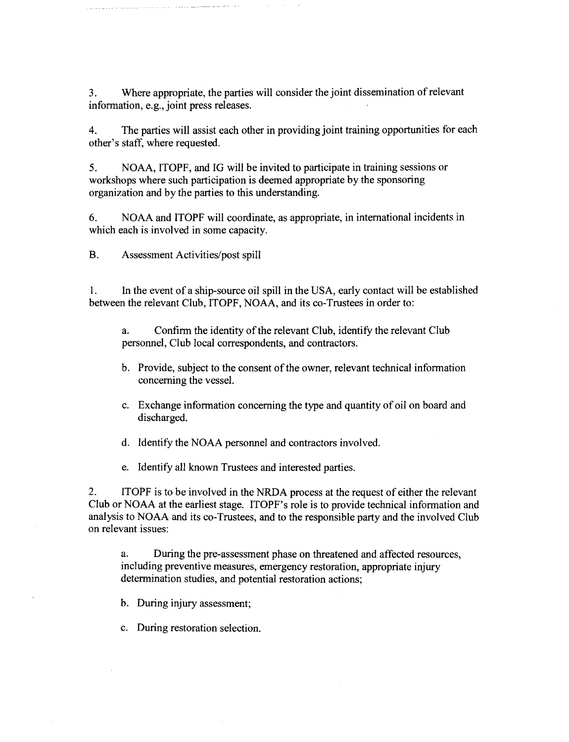3. Where appropriate, the parties will consider the joint dissemination of relevant information, e.g., joint press releases.

4. The parties will assist each other in providing joint training opportunities for each other's staff, where requested.

5. NOAA, ITOPF, and IG will be invited to participate in training sessions or workshops where such participation is deemed appropriate by the sponsoring organization and by the parties to this understanding.

6. NOAA and ITOPF will coordinate, as appropriate, in international incidents in which each is involved in some capacity.

B. Assessment Activities/post spill

1. In the event of a ship-source oil spill in the USA, early contact will be established between the relevant Club, ITOPF, NOAA, and its co-Trustees in order to:

   a. Confirm the identity of the relevant Club, identify the relevant Club personnel, Club local correspondents, and contractors.

   b. Provide, subject to the consent of the owner, relevant technical information concerning the vessel.

   c. Exchange information concerning the type and quantity of oil on board and discharged.

   d. Identify the NOAA personnel and contractors involved.

   e. Identify all known Trustees and interested parties.

2. ITOPF is to be involved in the NRDA process at the request of either the relevant Club or NOAA at the earliest stage. ITOPF's role is to provide technical information and analysis to NOAA and its co-Trustees, and to the responsible party and the involved Club on relevant issues:

   a. During the pre-assessment phase on threatened and affected resources, including preventive measures, emergency restoration, appropriate injury determination studies, and potential restoration actions;

   b. During injury assessment;

   c. During restoration selection.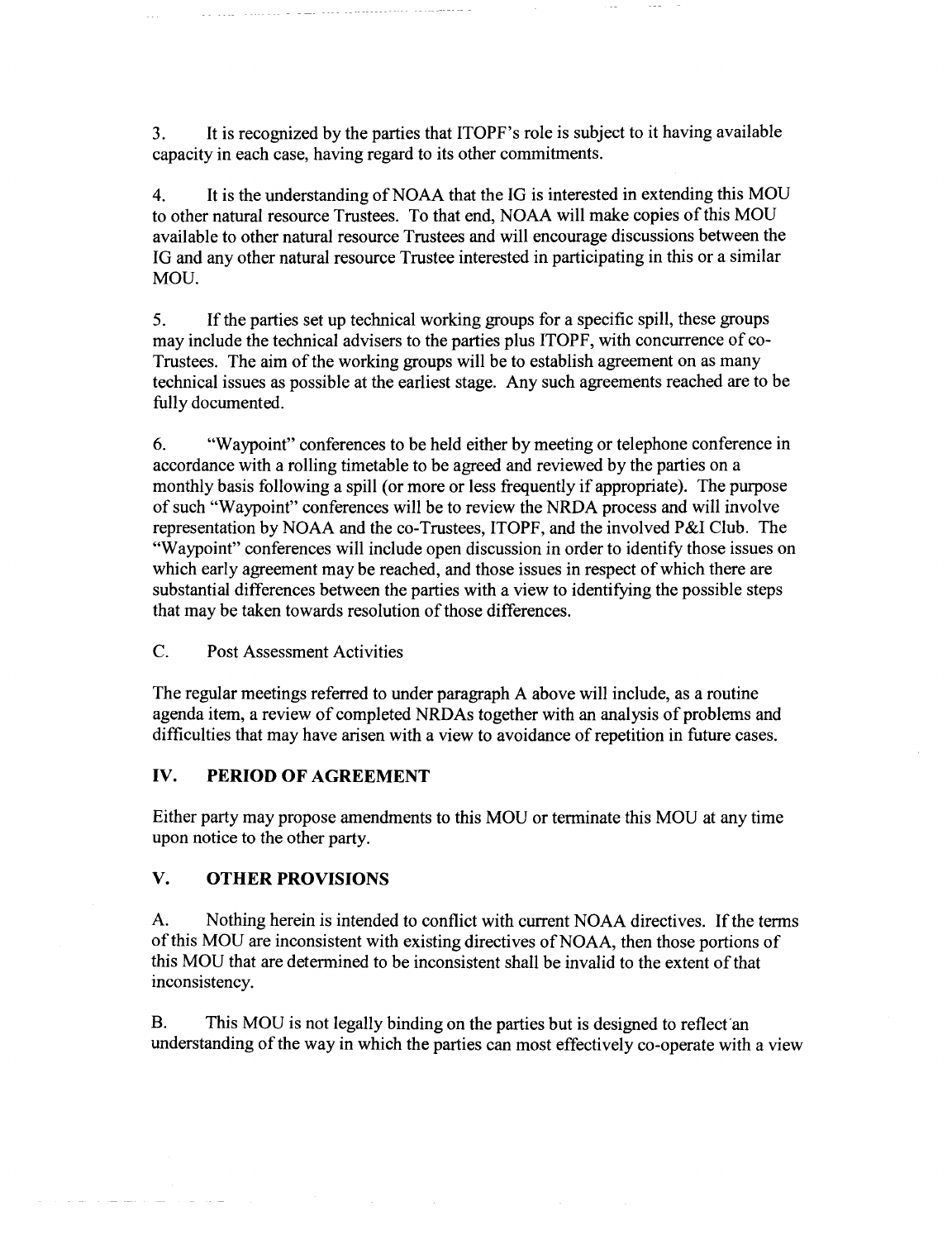3. It is recognized by the parties that ITOPF's role is subject to it having available capacity in each case, having regard to its other commitments.

4. It is the understanding of NOAA that the IG is interested in extending this MOU to other natural resource Trustees. To that end, NOAA will make copies of this MOU available to other natural resource Trustees and will encourage discussions between the IG and any other natural resource Trustee interested in participating in this or a similar MOU.

5. If the parties set up technical working groups for a specific spill, these groups may include the technical advisers to the parties plus ITOPF, with concurrence of co-Trustees. The aim of the working groups will be to establish agreement on as many technical issues as possible at the earliest stage. Any such agreements reached are to be fully documented.

6. "Waypoint" conferences to be held either by meeting or telephone conference in accordance with a rolling timetable to be agreed and reviewed by the parties on a monthly basis following a spill (or more or less frequently if appropriate). The purpose of such "Waypoint" conferences will be to review the NRDA process and will involve representation by NOAA and the co-Trustees, ITOPF, and the involved P&I Club. The "Waypoint" conferences will include open discussion in order to identify those issues on which early agreement may be reached, and those issues in respect of which there are substantial differences between the parties with a view to identifying the possible steps that may be taken towards resolution of those differences.

C. Post Assessment Activities

The regular meetings referred to under paragraph A above will include, as a routine agenda item, a review of completed NRDAs together with an analysis of problems and difficulties that may have arisen with a view to avoidance of repetition in future cases.

## IV. PERIOD OF AGREEMENT

Either party may propose amendments to this MOU or terminate this MOU at any time upon notice to the other party.

## V. OTHER PROVISIONS

A. Nothing herein is intended to conflict with current NOAA directives. If the terms of this MOU are inconsistent with existing directives of NOAA, then those portions of this MOU that are determined to be inconsistent shall be invalid to the extent of that inconsistency.

B. This MOU is not legally binding on the parties but is designed to reflect an understanding of the way in which the parties can most effectively co-operate with a view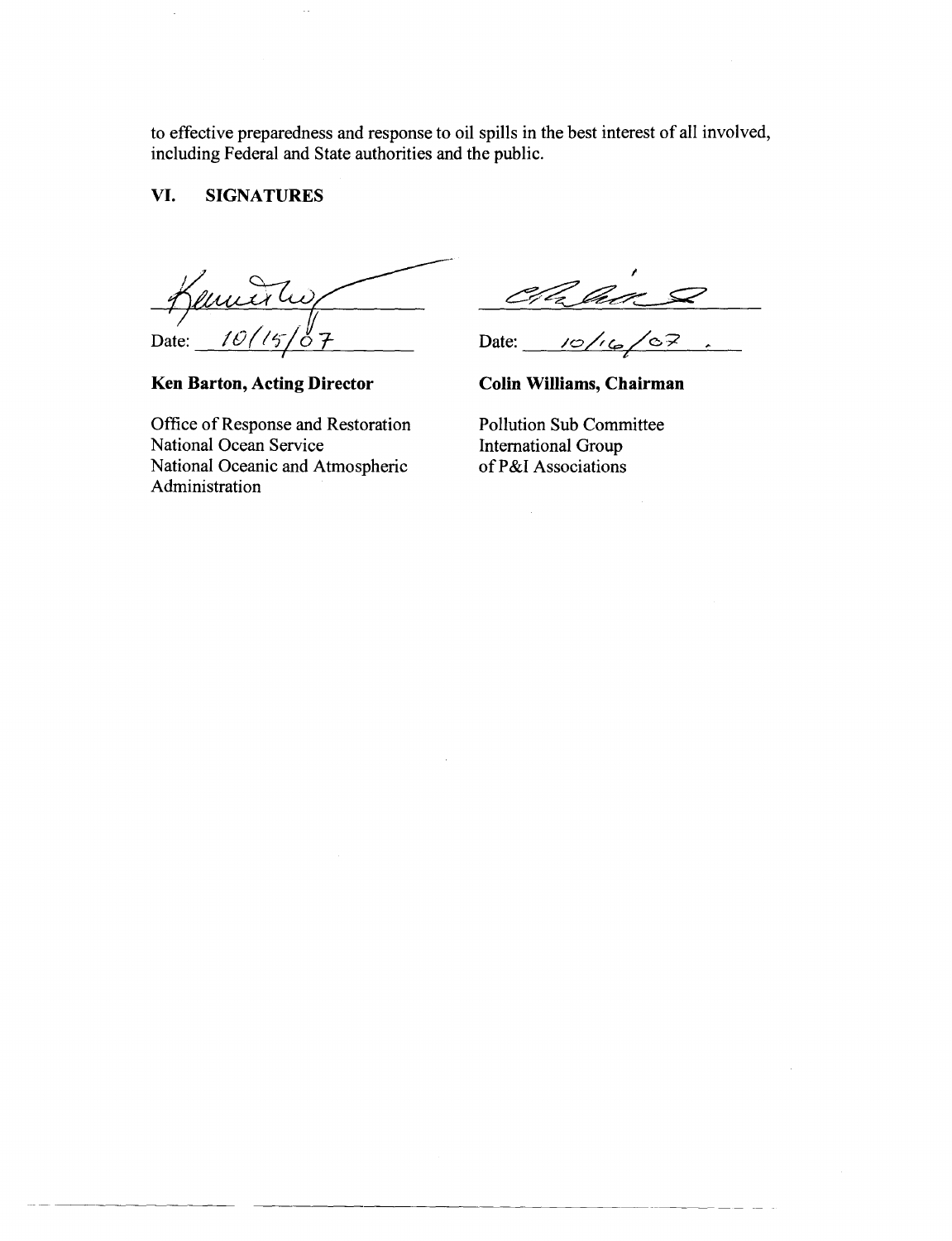to effective preparedness and response to oil spills in the best interest of all involved, including Federal and State authorities and the public.

## VI. SIGNATURES

Date: 10/15/07

**Ken Barton, Acting Director**

Office of Response and Restoration
National Ocean Service
National Oceanic and Atmospheric Administration

Date: 10/16/07

**Colin Williams, Chairman**

Pollution Sub Committee
International Group
of P&I Associations